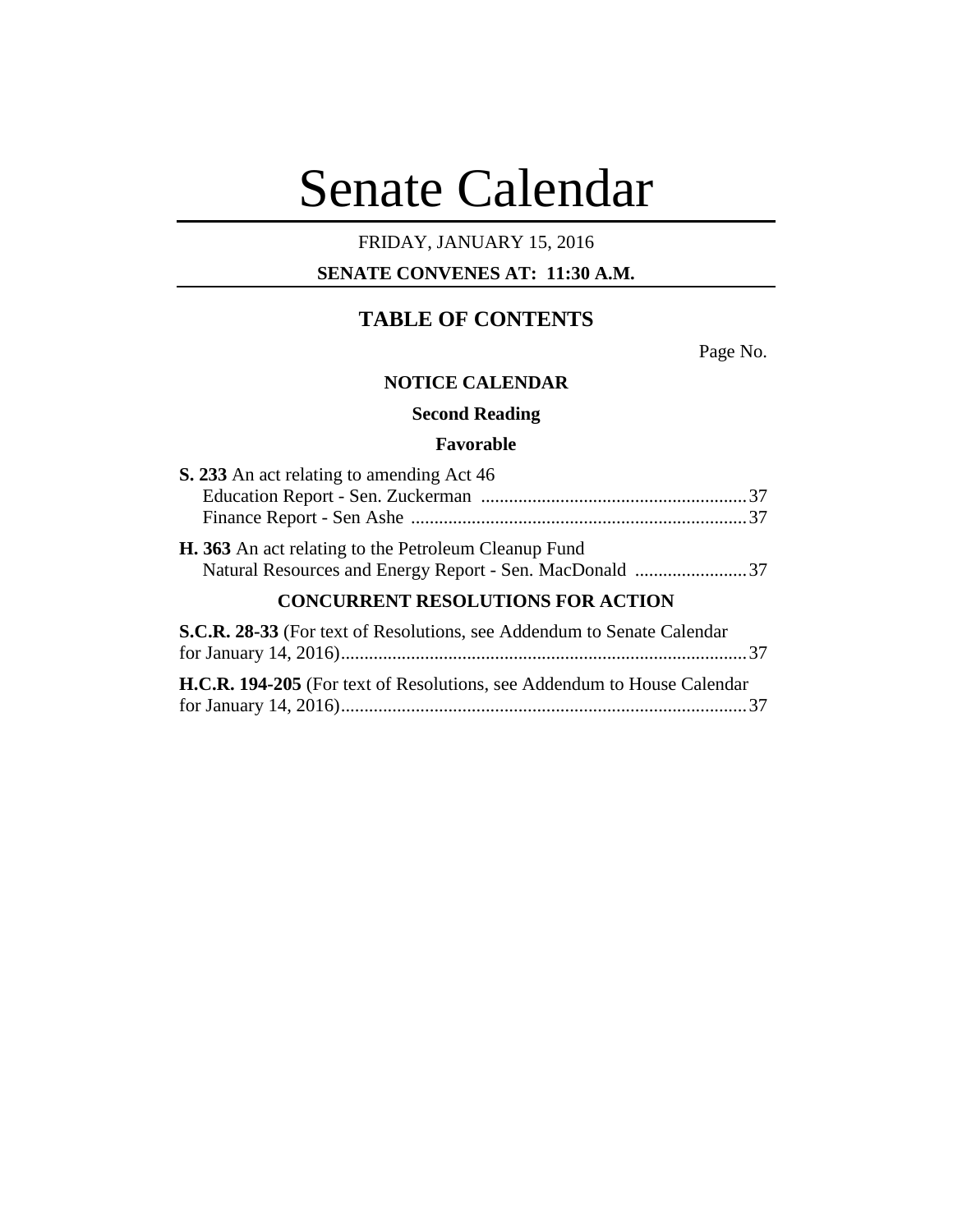# Senate Calendar

FRIDAY, JANUARY 15, 2016

**SENATE CONVENES AT: 11:30 A.M.**

## TABLE OF CONTENTS

Page No.

### NOTICE CALENDAR

#### Second Reading

#### Favorable

**S. 233** An act relating to amending Act 46
Education Report - Sen. Zuckerman ........................................................ 37
Finance Report - Sen Ashe ....................................................................... 37

**H. 363** An act relating to the Petroleum Cleanup Fund
Natural Resources and Energy Report - Sen. MacDonald ........................ 37

### CONCURRENT RESOLUTIONS FOR ACTION

**S.C.R. 28-33** (For text of Resolutions, see Addendum to Senate Calendar for January 14, 2016)...................................................................................... 37

**H.C.R. 194-205** (For text of Resolutions, see Addendum to House Calendar for January 14, 2016)...................................................................................... 37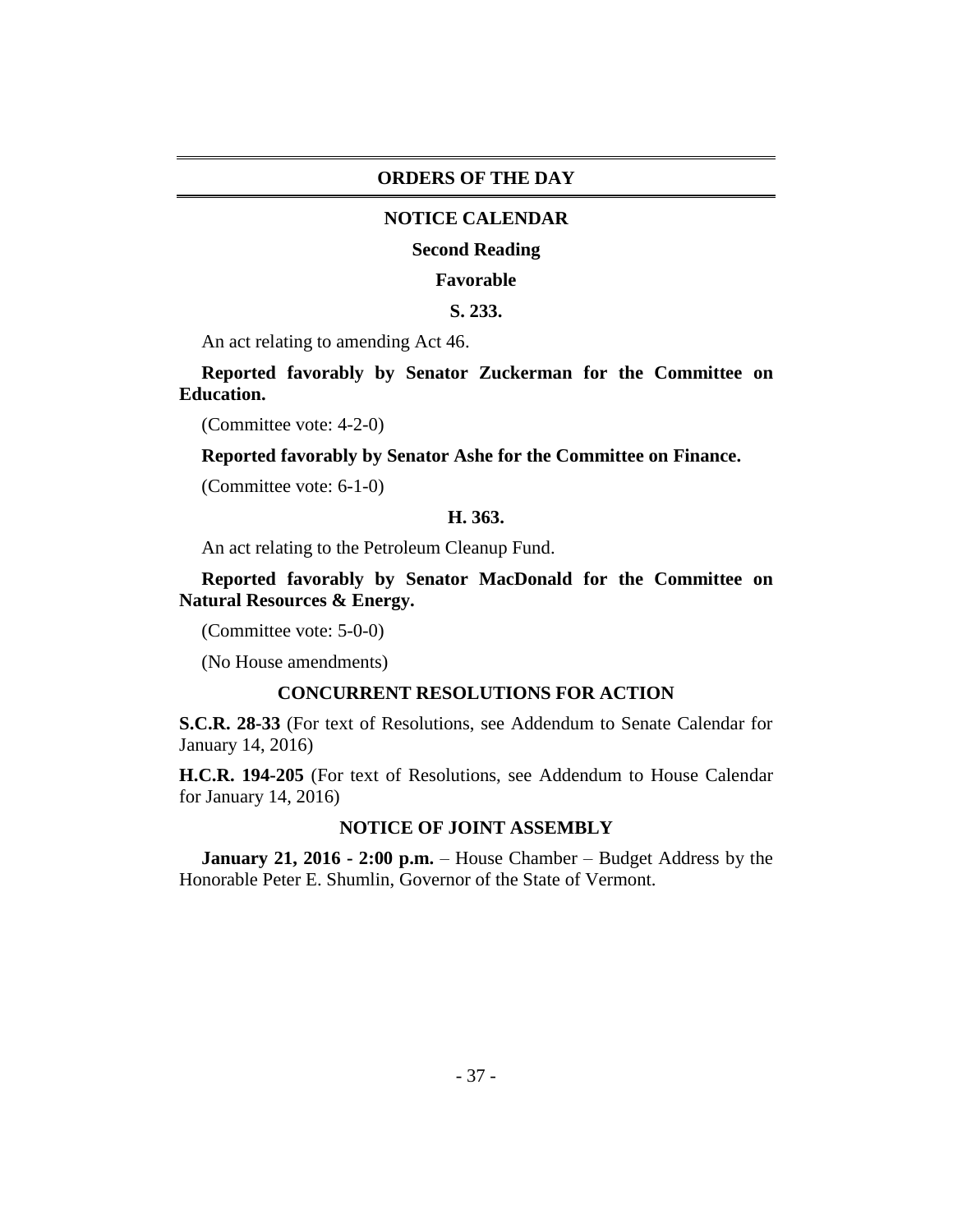## ORDERS OF THE DAY

### NOTICE CALENDAR

### Second Reading

### Favorable

### S. 233.

An act relating to amending Act 46.

**Reported favorably by Senator Zuckerman for the Committee on Education.**

(Committee vote: 4-2-0)

**Reported favorably by Senator Ashe for the Committee on Finance.**

(Committee vote: 6-1-0)

### H. 363.

An act relating to the Petroleum Cleanup Fund.

**Reported favorably by Senator MacDonald for the Committee on Natural Resources & Energy.**

(Committee vote: 5-0-0)

(No House amendments)

### CONCURRENT RESOLUTIONS FOR ACTION

**S.C.R. 28-33** (For text of Resolutions, see Addendum to Senate Calendar for January 14, 2016)

**H.C.R. 194-205** (For text of Resolutions, see Addendum to House Calendar for January 14, 2016)

### NOTICE OF JOINT ASSEMBLY

**January 21, 2016 - 2:00 p.m.** – House Chamber – Budget Address by the Honorable Peter E. Shumlin, Governor of the State of Vermont.